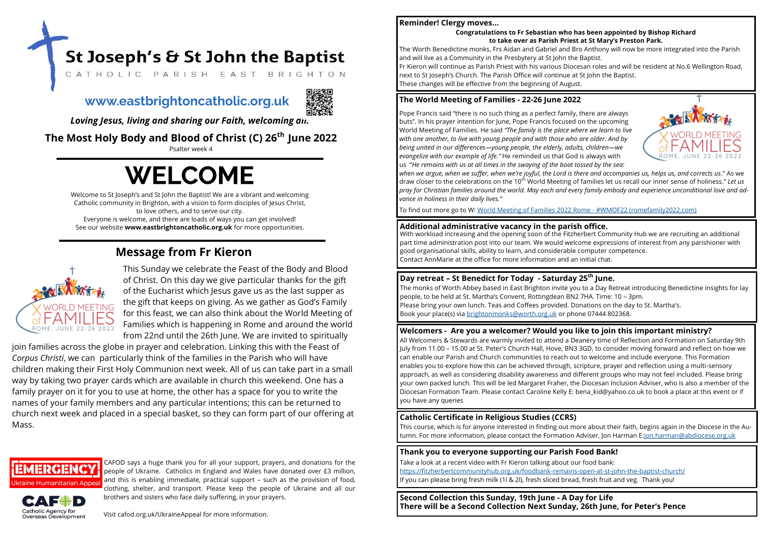# St Joseph's & St John the Baptist

CATHOLIC PARISH EAST BRIGHTON

**www.eastbrightoncatholic.org.uk**

***Loving Jesus, living and sharing our Faith, welcoming all.***

**The Most Holy Body and Blood of Christ (C) 26th June 2022**

Psalter week 4

# WELCOME

Welcome to St Joseph's and St John the Baptist! We are a vibrant and welcoming Catholic community in Brighton, with a vision to form disciples of Jesus Christ, to love others, and to serve our city.
Everyone is welcome, and there are loads of ways you can get involved!
See our website **www.eastbrightoncatholic.org.uk** for more opportunities.

## Message from Fr Kieron

This Sunday we celebrate the Feast of the Body and Blood of Christ. On this day we give particular thanks for the gift of the Eucharist which Jesus gave us as the last supper as the gift that keeps on giving. As we gather as God's Family for this feast, we can also think about the World Meeting of Families which is happening in Rome and around the world from 22nd until the 26th June. We are invited to spiritually join families across the globe in prayer and celebration. Linking this with the Feast of *Corpus Christi*, we can particularly think of the families in the Parish who will have children making their First Holy Communion next week. All of us can take part in a small way by taking two prayer cards which are available in church this weekend. One has a family prayer on it for you to use at home, the other has a space for you to write the names of your family members and any particular intentions; this can be returned to church next week and placed in a special basket, so they can form part of our offering at Mass.

**EMERGENCY Ukraine Humanitarian Appeal — CAFOD Catholic Agency for Overseas Development**

CAFOD says a huge thank you for all your support, prayers, and donations for the people of Ukraine. Catholics in England and Wales have donated over £3 million, and this is enabling immediate, practical support – such as the provision of food, clothing, shelter, and transport. Please keep the people of Ukraine and all our brothers and sisters who face daily suffering, in your prayers.

Visit cafod.org.uk/UkraineAppeal for more information.

### Reminder! Clergy moves...

**Congratulations to Fr Sebastian who has been appointed by Bishop Richard to take over as Parish Priest at St Mary's Preston Park.**

The Worth Benedictine monks, Frs Aidan and Gabriel and Bro Anthony will now be more integrated into the Parish and will live as a Community in the Presbytery at St John the Baptist.
Fr Kieron will continue as Parish Priest with his various Diocesan roles and will be resident at No.6 Wellington Road, next to St Joseph's Church. The Parish Office will continue at St John the Baptist.
These changes will be effective from the beginning of August.

### The World Meeting of Families - 22-26 June 2022

Pope Francis said "there is no such thing as a perfect family, there are always buts". In his prayer intention for June, Pope Francis focused on the upcoming World Meeting of Families. He said *"The family is the place where we learn to live with one another, to live with young people and with those who are older. And by being united in our differences—young people, the elderly, adults, children—we evangelize with our example of life."* He reminded us that God is always with us *"He remains with us at all times in the swaying of the boat tossed by the sea: when we argue, when we suffer, when we're joyful, the Lord is there and accompanies us, helps us, and corrects us*." As we draw closer to the celebrations on the 10th World Meeting of families let us recall our inner sense of holiness." *Let us pray for Christian families around the world. May each and every family embody and experience unconditional love and advance in holiness in their daily lives."*

To find out more go to W: World Meeting of Families 2022 Rome - #WMOF22 (romefamily2022.com)

### Additional administrative vacancy in the parish office.

With workload increasing and the opening soon of the Fitzherbert Community Hub we are recruiting an additional part time administration post into our team. We would welcome expressions of interest from any parishioner with good organisational skills, ability to learn, and considerable computer competence.
Contact AnnMarie at the office for more information and an initial chat.

### Day retreat – St Benedict for Today - Saturday 25th June.

The monks of Worth Abbey based in East Brighton invite you to a Day Retreat introducing Benedictine insights for lay people, to be held at St. Martha's Convent, Rottingdean BN2 7HA. Time: 10 – 3pm.
Please bring your own lunch. Teas and Coffees provided. Donations on the day to St. Martha's.
Book your place(s) via brightonmonks@worth.org.uk or phone 07444 802368.

### Welcomers - Are you a welcomer? Would you like to join this important ministry?

All Welcomers & Stewards are warmly invited to attend a Deanery time of Reflection and Formation on Saturday 9th July from 11.00 – 15.00 at St. Peter's Church Hall, Hove, BN3 3GD, to consider moving forward and reflect on how we can enable our Parish and Church communities to reach out to welcome and include everyone. This Formation enables you to explore how this can be achieved through, scripture, prayer and reflection using a multi-sensory approach, as well as considering disability awareness and different groups who may not feel included. Please bring your own packed lunch. This will be led Margaret Fraher, the Diocesan Inclusion Adviser, who is also a member of the Diocesan Formation Team. Please contact Caroline Kelly E: bena_kid@yahoo.co.uk to book a place at this event or if you have any queries

### Catholic Certificate in Religious Studies (CCRS)

This course, which is for anyone interested in finding out more about their faith, begins again in the Diocese in the Autumn. For more information, please contact the Formation Adviser, Jon Harman E:jon.harman@abdiocese.org.uk

### Thank you to everyone supporting our Parish Food Bank!

Take a look at a recent video with Fr Kieron talking about our food bank:
https://fitzherbertcommunityhub.org.uk/foodbank-remains-open-at-st-john-the-baptist-church/
If you can please bring fresh milk (1l & 2l), fresh sliced bread, fresh fruit and veg. Thank you!

**Second Collection this Sunday, 19th June - A Day for Life**
**There will be a Second Collection Next Sunday, 26th June, for Peter's Pence**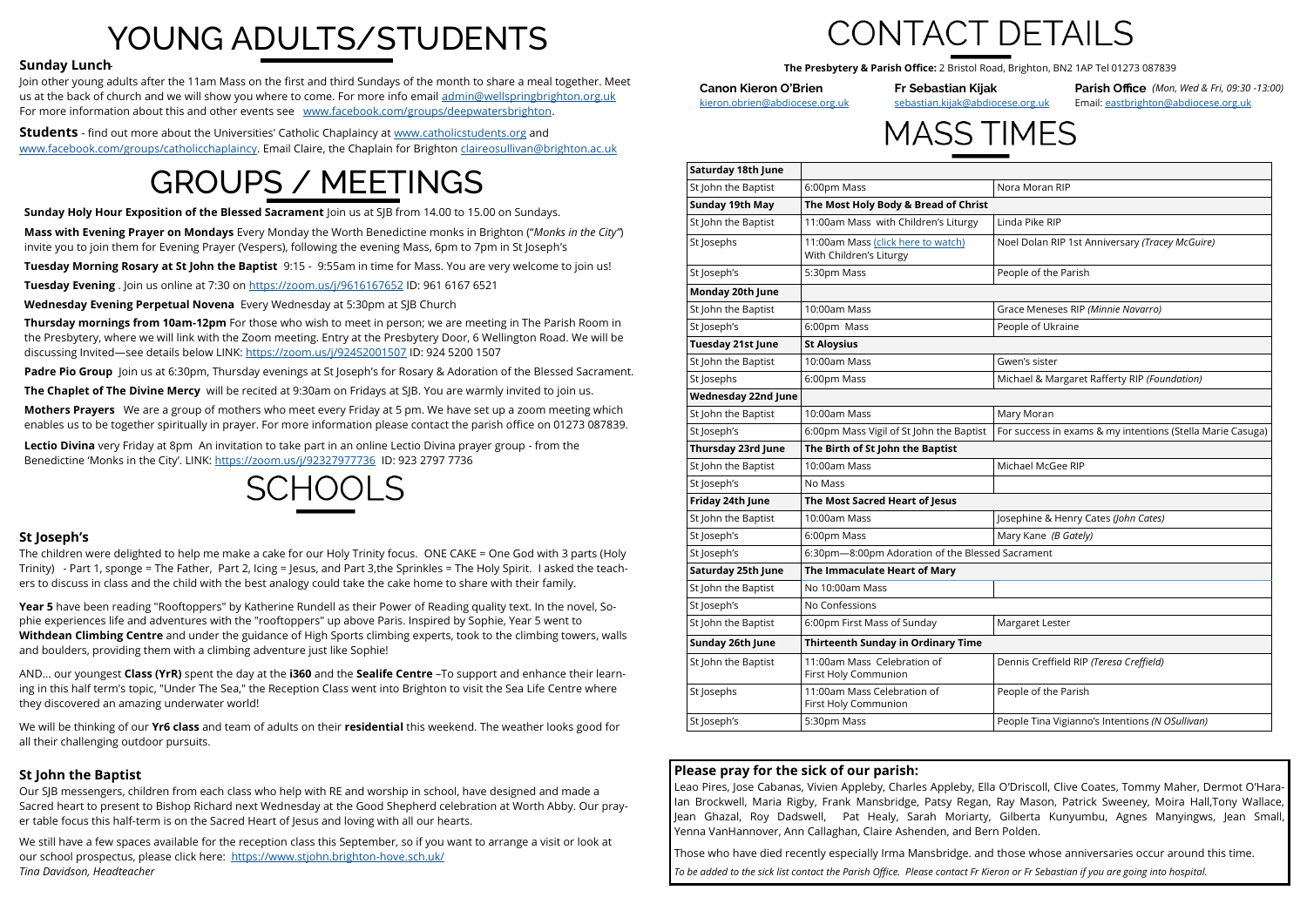# YOUNG ADULTS/STUDENTS

**Sunday Lunch**

Join other young adults after the 11am Mass on the first and third Sundays of the month to share a meal together. Meet us at the back of church and we will show you where to come. For more info email admin@wellspringbrighton.org.uk For more information about this and other events see www.facebook.com/groups/deepwatersbrighton.

**Students** - find out more about the Universities' Catholic Chaplaincy at www.catholicstudents.org and www.facebook.com/groups/catholicchaplaincy. Email Claire, the Chaplain for Brighton claireosullivan@brighton.ac.uk

# GROUPS / MEETINGS

**Sunday Holy Hour Exposition of the Blessed Sacrament** Join us at SJB from 14.00 to 15.00 on Sundays.

**Mass with Evening Prayer on Mondays** Every Monday the Worth Benedictine monks in Brighton ("*Monks in the City*") invite you to join them for Evening Prayer (Vespers), following the evening Mass, 6pm to 7pm in St Joseph's

**Tuesday Morning Rosary at St John the Baptist** 9:15 - 9:55am in time for Mass. You are very welcome to join us!

**Tuesday Evening** . Join us online at 7:30 on https://zoom.us/j/9616167652 ID: 961 6167 6521

**Wednesday Evening Perpetual Novena** Every Wednesday at 5:30pm at SJB Church

**Thursday mornings from 10am-12pm** For those who wish to meet in person; we are meeting in The Parish Room in the Presbytery, where we will link with the Zoom meeting. Entry at the Presbytery Door, 6 Wellington Road. We will be discussing Invited—see details below LINK: https://zoom.us/j/92452001507 ID: 924 5200 1507

**Padre Pio Group** Join us at 6:30pm, Thursday evenings at St Joseph's for Rosary & Adoration of the Blessed Sacrament.

**The Chaplet of The Divine Mercy** will be recited at 9:30am on Fridays at SJB. You are warmly invited to join us.

**Mothers Prayers** We are a group of mothers who meet every Friday at 5 pm. We have set up a zoom meeting which enables us to be together spiritually in prayer. For more information please contact the parish office on 01273 087839.

**Lectio Divina** very Friday at 8pm An invitation to take part in an online Lectio Divina prayer group - from the Benedictine 'Monks in the City'. LINK: https://zoom.us/j/92327977736 ID: 923 2797 7736

# SCHOOLS

### St Joseph's

The children were delighted to help me make a cake for our Holy Trinity focus. ONE CAKE = One God with 3 parts (Holy Trinity) - Part 1, sponge = The Father, Part 2, Icing = Jesus, and Part 3,the Sprinkles = The Holy Spirit. I asked the teachers to discuss in class and the child with the best analogy could take the cake home to share with their family.

**Year 5** have been reading "Rooftoppers" by Katherine Rundell as their Power of Reading quality text. In the novel, Sophie experiences life and adventures with the "rooftoppers" up above Paris. Inspired by Sophie, Year 5 went to **Withdean Climbing Centre** and under the guidance of High Sports climbing experts, took to the climbing towers, walls and boulders, providing them with a climbing adventure just like Sophie!

AND... our youngest **Class (YrR)** spent the day at the **i360** and the **Sealife Centre** –To support and enhance their learning in this half term's topic, "Under The Sea," the Reception Class went into Brighton to visit the Sea Life Centre where they discovered an amazing underwater world!

We will be thinking of our **Yr6 class** and team of adults on their **residential** this weekend. The weather looks good for all their challenging outdoor pursuits.

### St John the Baptist

Our SJB messengers, children from each class who help with RE and worship in school, have designed and made a Sacred heart to present to Bishop Richard next Wednesday at the Good Shepherd celebration at Worth Abby. Our prayer table focus this half-term is on the Sacred Heart of Jesus and loving with all our hearts.

We still have a few spaces available for the reception class this September, so if you want to arrange a visit or look at our school prospectus, please click here: https://www.stjohn.brighton-hove.sch.uk/
*Tina Davidson, Headteacher*

# CONTACT DETAILS

**The Presbytery & Parish Office:** 2 Bristol Road, Brighton, BN2 1AP Tel 01273 087839

**Canon Kieron O'Brien**
kieron.obrien@abdiocese.org.uk

**Fr Sebastian Kijak**
sebastian.kijak@abdiocese.org.uk

**Parish Office** *(Mon, Wed & Fri, 09:30 -13:00)*
Email: eastbrighton@abdiocese.org.uk

# MASS TIMES

| | | |
|---|---|---|
| **Saturday 18th June** | | |
| St John the Baptist | 6:00pm Mass | Nora Moran RIP |
| **Sunday 19th May** | **The Most Holy Body & Bread of Christ** | |
| St John the Baptist | 11:00am Mass with Children's Liturgy | Linda Pike RIP |
| St Josephs | 11:00am Mass (click here to watch) With Children's Liturgy | Noel Dolan RIP 1st Anniversary *(Tracey McGuire)* |
| St Joseph's | 5:30pm Mass | People of the Parish |
| **Monday 20th June** | | |
| St John the Baptist | 10:00am Mass | Grace Meneses RIP *(Minnie Navarro)* |
| St Joseph's | 6:00pm Mass | People of Ukraine |
| **Tuesday 21st June** | **St Aloysius** | |
| St John the Baptist | 10:00am Mass | Gwen's sister |
| St Josephs | 6:00pm Mass | Michael & Margaret Rafferty RIP *(Foundation)* |
| **Wednesday 22nd June** | | |
| St John the Baptist | 10:00am Mass | Mary Moran |
| St Joseph's | 6:00pm Mass Vigil of St John the Baptist | For success in exams & my intentions (Stella Marie Casuga) |
| **Thursday 23rd June** | **The Birth of St John the Baptist** | |
| St John the Baptist | 10:00am Mass | Michael McGee RIP |
| St Joseph's | No Mass | |
| **Friday 24th June** | **The Most Sacred Heart of Jesus** | |
| St John the Baptist | 10:00am Mass | Josephine & Henry Cates *(John Cates)* |
| St Joseph's | 6:00pm Mass | Mary Kane *(B Gately)* |
| St Joseph's | 6:30pm—8:00pm Adoration of the Blessed Sacrament | |
| **Saturday 25th June** | **The Immaculate Heart of Mary** | |
| St John the Baptist | No 10:00am Mass | |
| St Joseph's | No Confessions | |
| St John the Baptist | 6:00pm First Mass of Sunday | Margaret Lester |
| **Sunday 26th June** | **Thirteenth Sunday in Ordinary Time** | |
| St John the Baptist | 11:00am Mass Celebration of First Holy Communion | Dennis Creffield RIP *(Teresa Creffield)* |
| St Josephs | 11:00am Mass Celebration of First Holy Communion | People of the Parish |
| St Joseph's | 5:30pm Mass | People Tina Vigianno's Intentions *(N OSullivan)* |

### Please pray for the sick of our parish:

Leao Pires, Jose Cabanas, Vivien Appleby, Charles Appleby, Ella O'Driscoll, Clive Coates, Tommy Maher, Dermot O'Hara-Ian Brockwell, Maria Rigby, Frank Mansbridge, Patsy Regan, Ray Mason, Patrick Sweeney, Moira Hall,Tony Wallace, Jean Ghazal, Roy Dadswell, Pat Healy, Sarah Moriarty, Gilberta Kunyumbu, Agnes Manyingws, Jean Small, Yenna VanHannover, Ann Callaghan, Claire Ashenden, and Bern Polden.

Those who have died recently especially Irma Mansbridge. and those whose anniversaries occur around this time.

*To be added to the sick list contact the Parish Office. Please contact Fr Kieron or Fr Sebastian if you are going into hospital.*